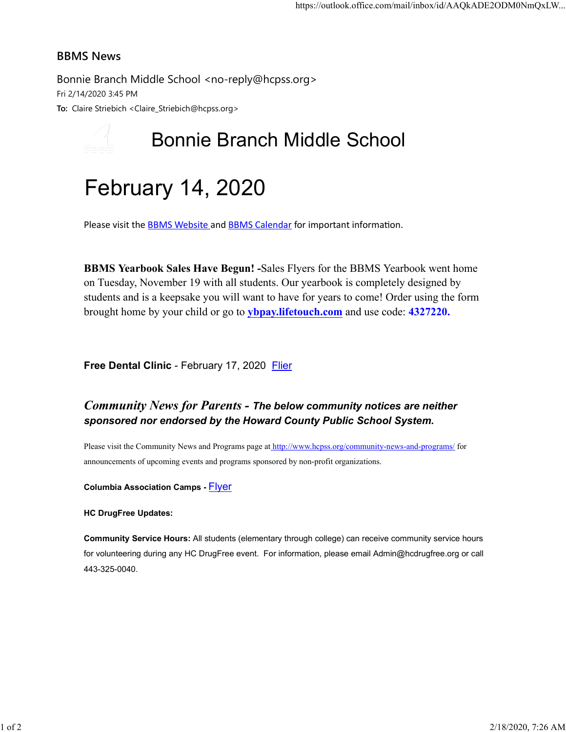# BBMS News

Bonnie Branch Middle School <no-reply@hcpss.org>
Fri 2/14/2020 3:45 PM
**To:** Claire Striebich <Claire_Striebich@hcpss.org>

## Bonnie Branch Middle School

# February 14, 2020

Please visit the BBMS Website and BBMS Calendar for important information.

**BBMS Yearbook Sales Have Begun! -**Sales Flyers for the BBMS Yearbook went home on Tuesday, November 19 with all students. Our yearbook is completely designed by students and is a keepsake you will want to have for years to come! Order using the form brought home by your child or go to **ybpay.lifetouch.com** and use code: **4327220.**

**Free Dental Clinic** - February 17, 2020 Flier

***Community News for Parents - The below community notices are neither sponsored nor endorsed by the Howard County Public School System.***

Please visit the Community News and Programs page at http://www.hcpss.org/community-news-and-programs/ for announcements of upcoming events and programs sponsored by non-profit organizations.

**Columbia Association Camps -** Flyer

**HC DrugFree Updates:**

**Community Service Hours:** All students (elementary through college) can receive community service hours for volunteering during any HC DrugFree event. For information, please email Admin@hcdrugfree.org or call 443-325-0040.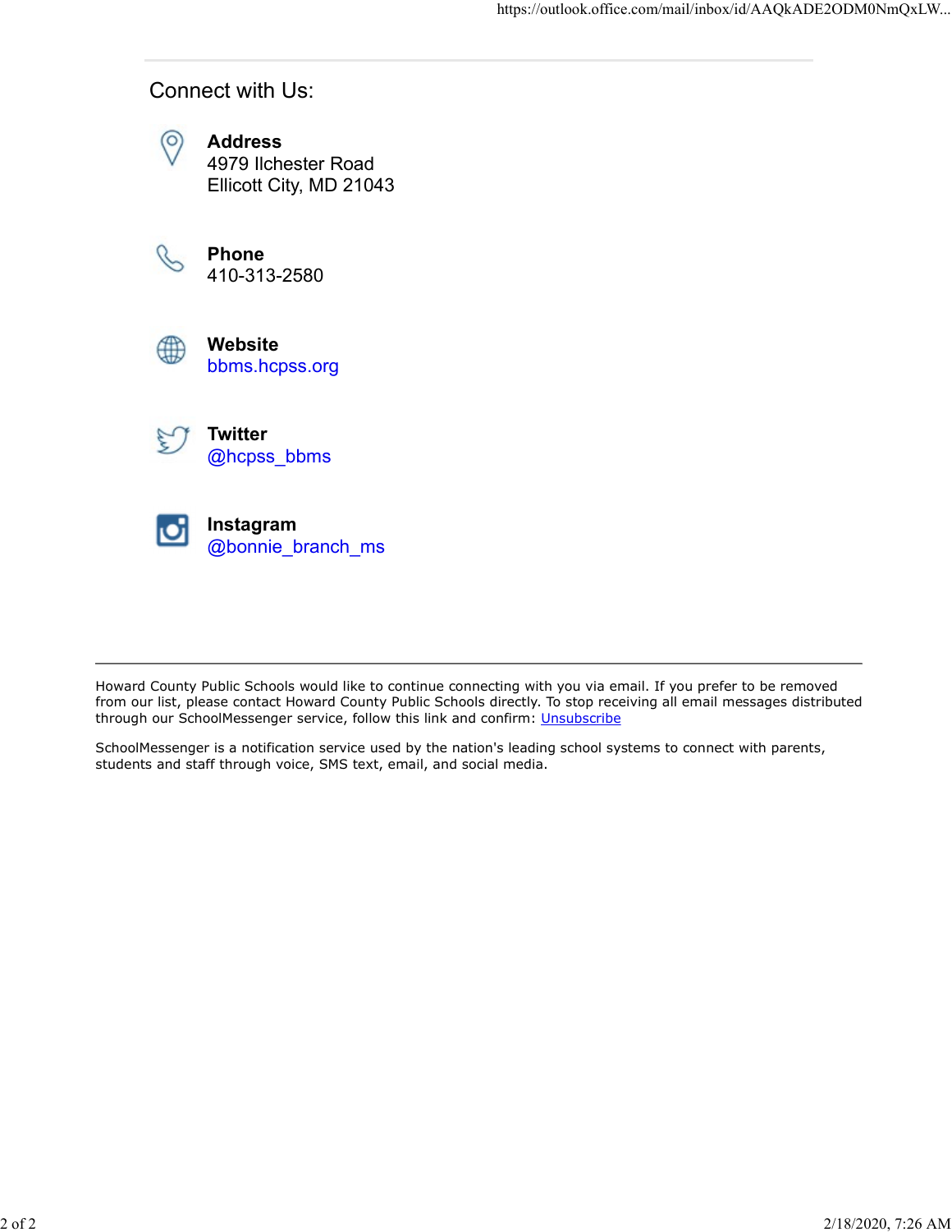## Connect with Us:

**Address**
4979 Ilchester Road
Ellicott City, MD 21043

**Phone**
410-313-2580

**Website**
bbms.hcpss.org

**Twitter**
@hcpss_bbms

**Instagram**
@bonnie_branch_ms

---

Howard County Public Schools would like to continue connecting with you via email. If you prefer to be removed from our list, please contact Howard County Public Schools directly. To stop receiving all email messages distributed through our SchoolMessenger service, follow this link and confirm: Unsubscribe

SchoolMessenger is a notification service used by the nation's leading school systems to connect with parents, students and staff through voice, SMS text, email, and social media.